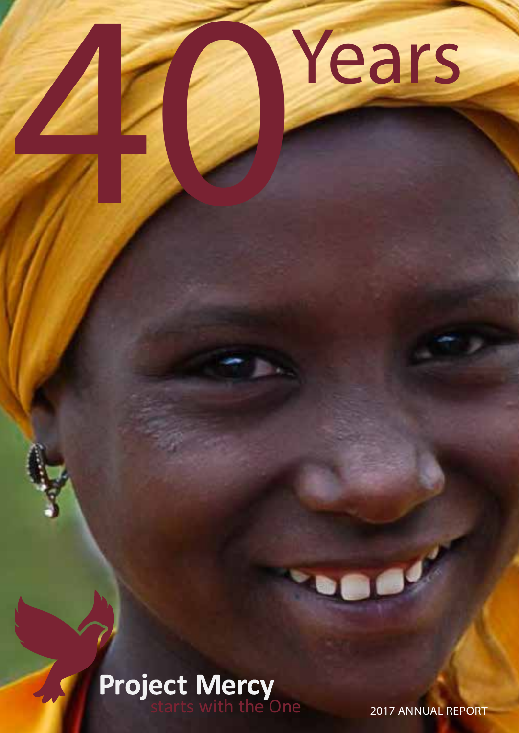# 40 Years

**Project Mercy**

starts with the One

2017 ANNUAL REPORT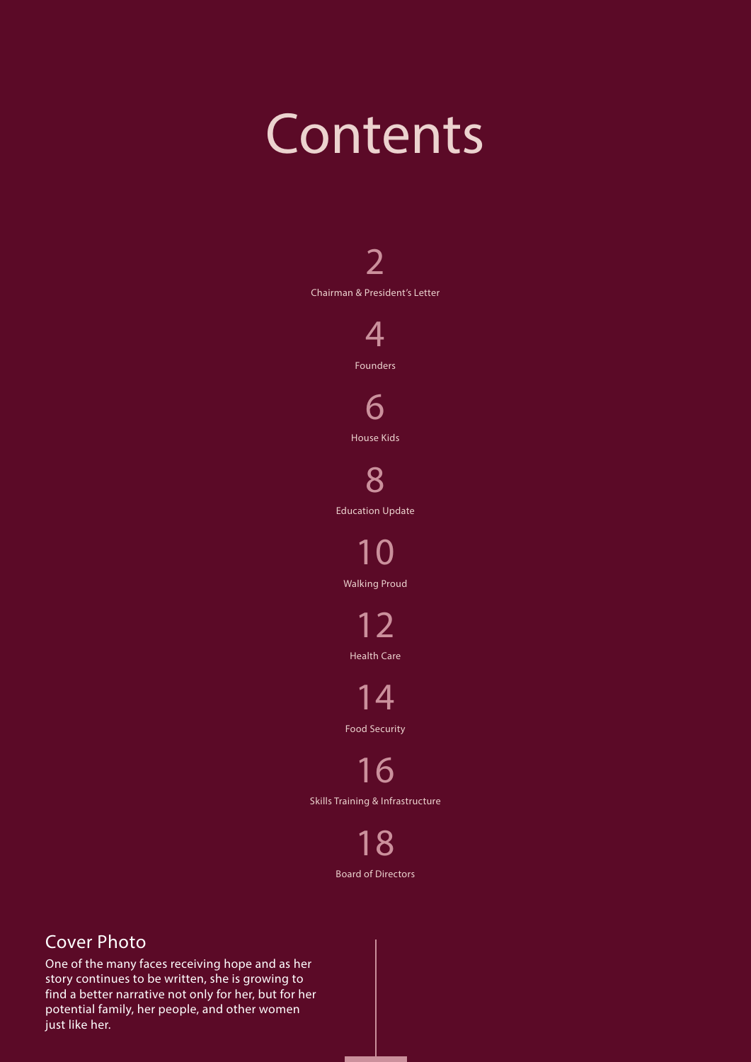# Contents

2
Chairman & President's Letter

4
Founders

6
House Kids

8
Education Update

10
Walking Proud

12
Health Care

14
Food Security

16
Skills Training & Infrastructure

18
Board of Directors

## Cover Photo

One of the many faces receiving hope and as her story continues to be written, she is growing to find a better narrative not only for her, but for her potential family, her people, and other women just like her.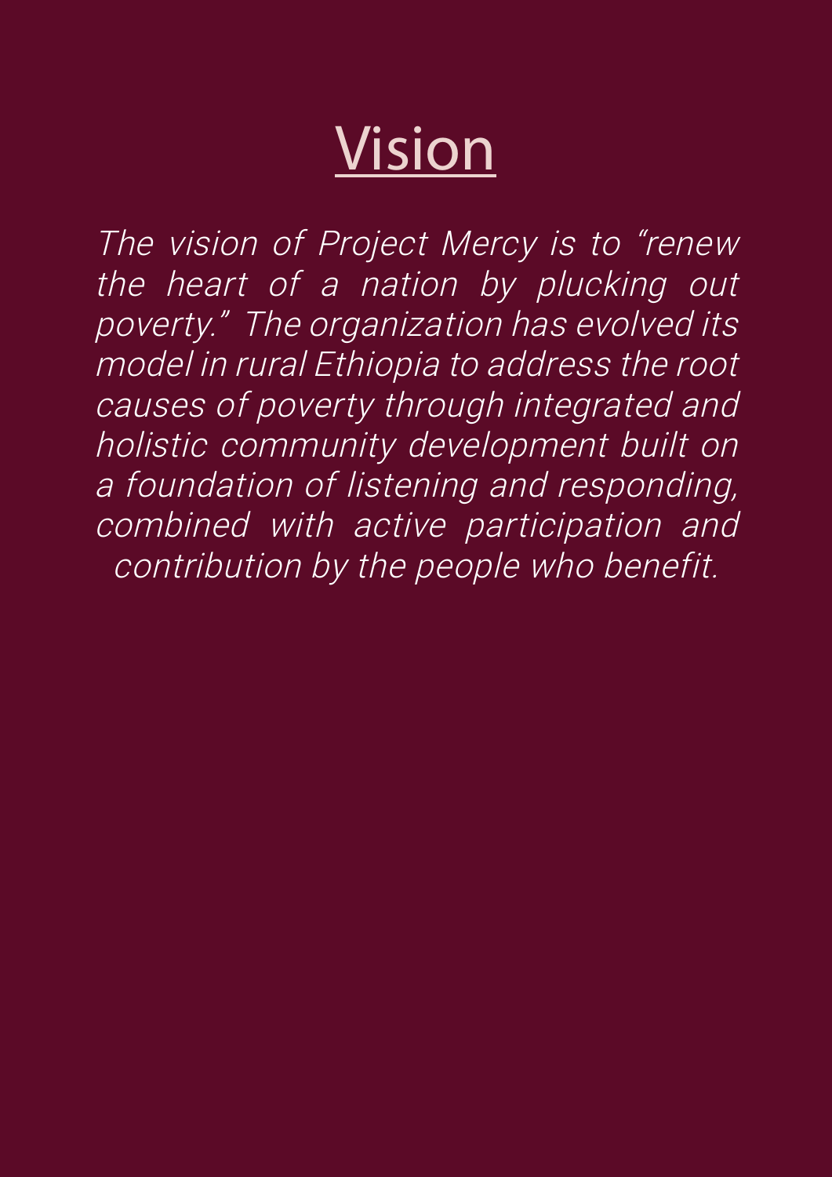# Vision

*The vision of Project Mercy is to "renew the heart of a nation by plucking out poverty." The organization has evolved its model in rural Ethiopia to address the root causes of poverty through integrated and holistic community development built on a foundation of listening and responding, combined with active participation and contribution by the people who benefit.*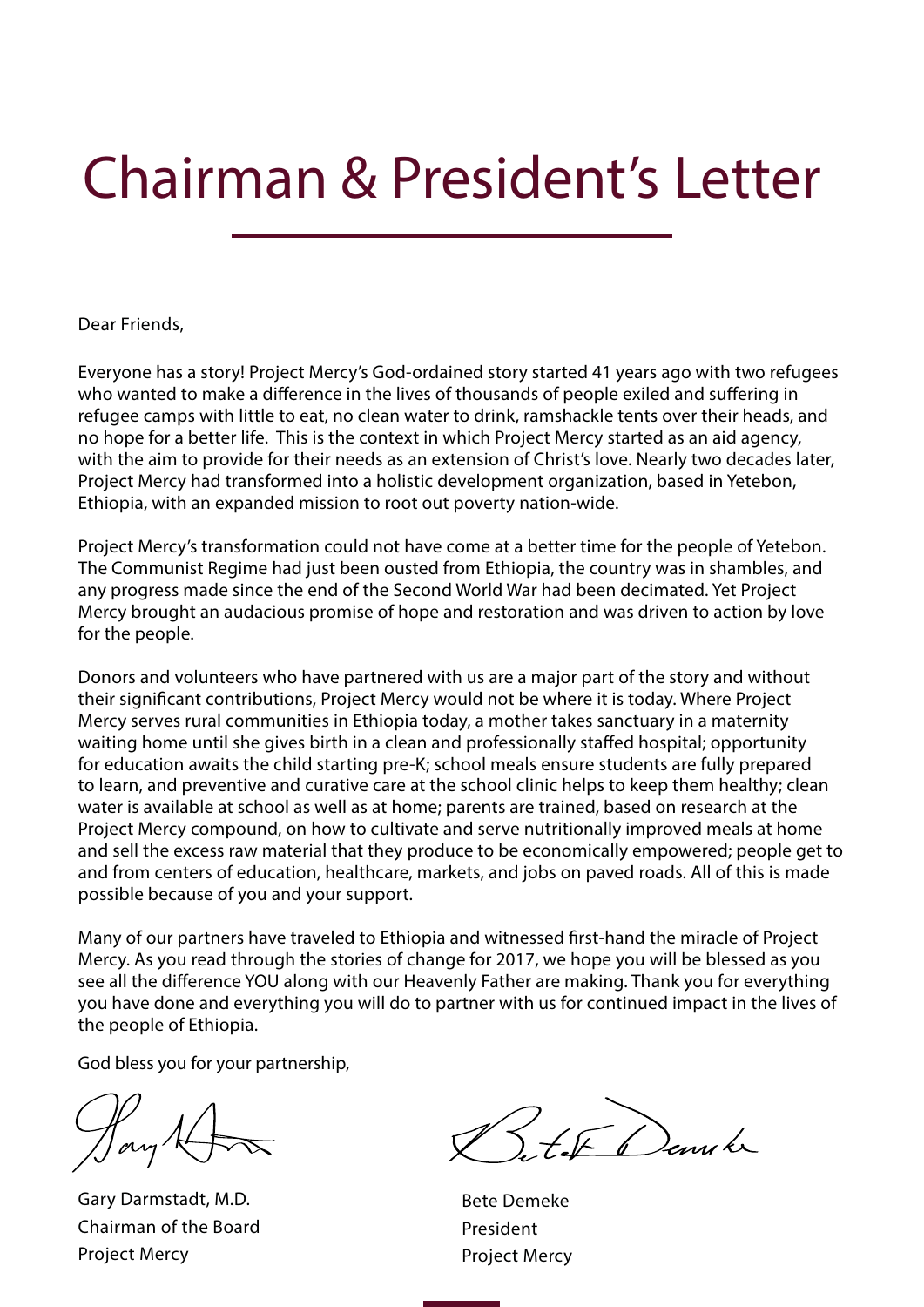# Chairman & President's Letter

Dear Friends,

Everyone has a story! Project Mercy's God-ordained story started 41 years ago with two refugees who wanted to make a difference in the lives of thousands of people exiled and suffering in refugee camps with little to eat, no clean water to drink, ramshackle tents over their heads, and no hope for a better life. This is the context in which Project Mercy started as an aid agency, with the aim to provide for their needs as an extension of Christ's love. Nearly two decades later, Project Mercy had transformed into a holistic development organization, based in Yetebon, Ethiopia, with an expanded mission to root out poverty nation-wide.

Project Mercy's transformation could not have come at a better time for the people of Yetebon. The Communist Regime had just been ousted from Ethiopia, the country was in shambles, and any progress made since the end of the Second World War had been decimated. Yet Project Mercy brought an audacious promise of hope and restoration and was driven to action by love for the people.

Donors and volunteers who have partnered with us are a major part of the story and without their significant contributions, Project Mercy would not be where it is today. Where Project Mercy serves rural communities in Ethiopia today, a mother takes sanctuary in a maternity waiting home until she gives birth in a clean and professionally staffed hospital; opportunity for education awaits the child starting pre-K; school meals ensure students are fully prepared to learn, and preventive and curative care at the school clinic helps to keep them healthy; clean water is available at school as well as at home; parents are trained, based on research at the Project Mercy compound, on how to cultivate and serve nutritionally improved meals at home and sell the excess raw material that they produce to be economically empowered; people get to and from centers of education, healthcare, markets, and jobs on paved roads. All of this is made possible because of you and your support.

Many of our partners have traveled to Ethiopia and witnessed first-hand the miracle of Project Mercy. As you read through the stories of change for 2017, we hope you will be blessed as you see all the difference YOU along with our Heavenly Father are making. Thank you for everything you have done and everything you will do to partner with us for continued impact in the lives of the people of Ethiopia.

God bless you for your partnership,

Gary Darmstadt, M.D.
Chairman of the Board
Project Mercy

Bete Demeke
President
Project Mercy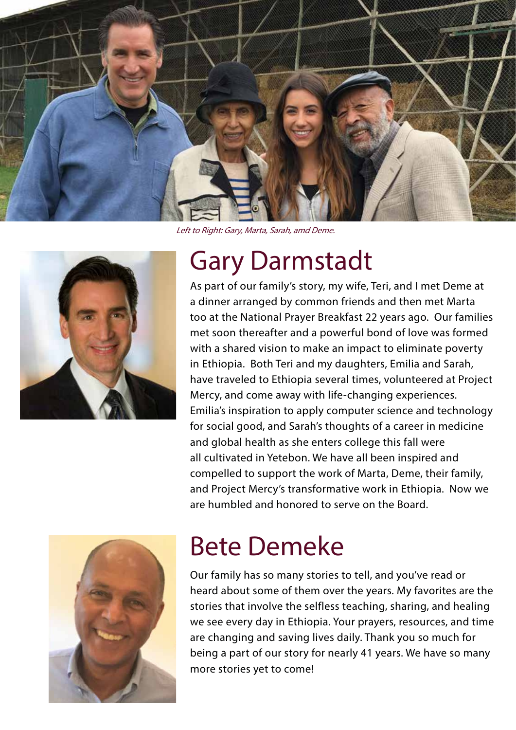*Left to Right: Gary, Marta, Sarah, amd Deme.*

## Gary Darmstadt

As part of our family's story, my wife, Teri, and I met Deme at a dinner arranged by common friends and then met Marta too at the National Prayer Breakfast 22 years ago. Our families met soon thereafter and a powerful bond of love was formed with a shared vision to make an impact to eliminate poverty in Ethiopia. Both Teri and my daughters, Emilia and Sarah, have traveled to Ethiopia several times, volunteered at Project Mercy, and come away with life-changing experiences. Emilia's inspiration to apply computer science and technology for social good, and Sarah's thoughts of a career in medicine and global health as she enters college this fall were all cultivated in Yetebon. We have all been inspired and compelled to support the work of Marta, Deme, their family, and Project Mercy's transformative work in Ethiopia. Now we are humbled and honored to serve on the Board.

## Bete Demeke

Our family has so many stories to tell, and you've read or heard about some of them over the years. My favorites are the stories that involve the selfless teaching, sharing, and healing we see every day in Ethiopia. Your prayers, resources, and time are changing and saving lives daily. Thank you so much for being a part of our story for nearly 41 years. We have so many more stories yet to come!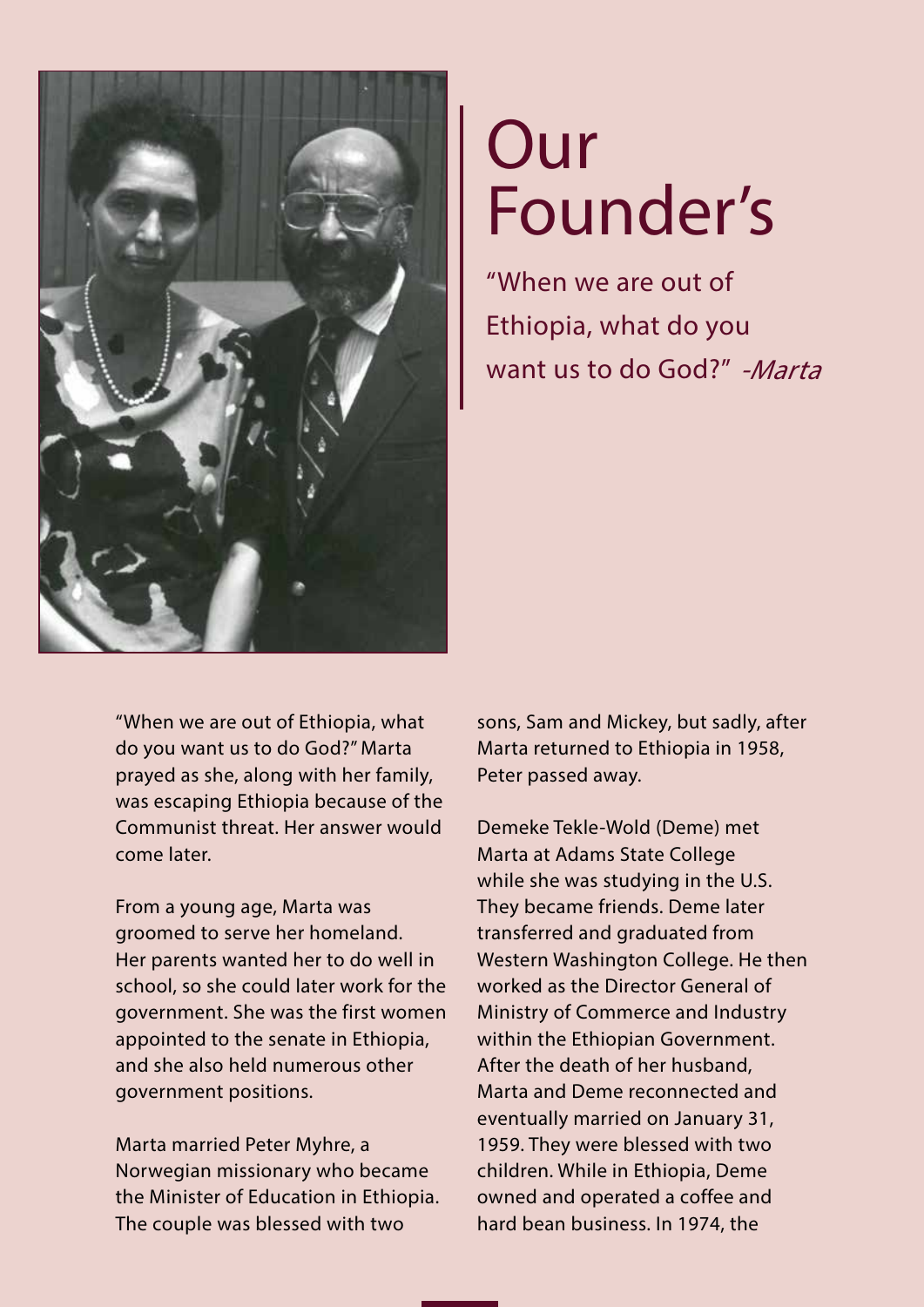# Our Founder's

"When we are out of Ethiopia, what do you want us to do God?" *-Marta*

"When we are out of Ethiopia, what do you want us to do God?" Marta prayed as she, along with her family, was escaping Ethiopia because of the Communist threat. Her answer would come later.

From a young age, Marta was groomed to serve her homeland. Her parents wanted her to do well in school, so she could later work for the government. She was the first women appointed to the senate in Ethiopia, and she also held numerous other government positions.

Marta married Peter Myhre, a Norwegian missionary who became the Minister of Education in Ethiopia. The couple was blessed with two sons, Sam and Mickey, but sadly, after Marta returned to Ethiopia in 1958, Peter passed away.

Demeke Tekle-Wold (Deme) met Marta at Adams State College while she was studying in the U.S. They became friends. Deme later transferred and graduated from Western Washington College. He then worked as the Director General of Ministry of Commerce and Industry within the Ethiopian Government. After the death of her husband, Marta and Deme reconnected and eventually married on January 31, 1959. They were blessed with two children. While in Ethiopia, Deme owned and operated a coffee and hard bean business. In 1974, the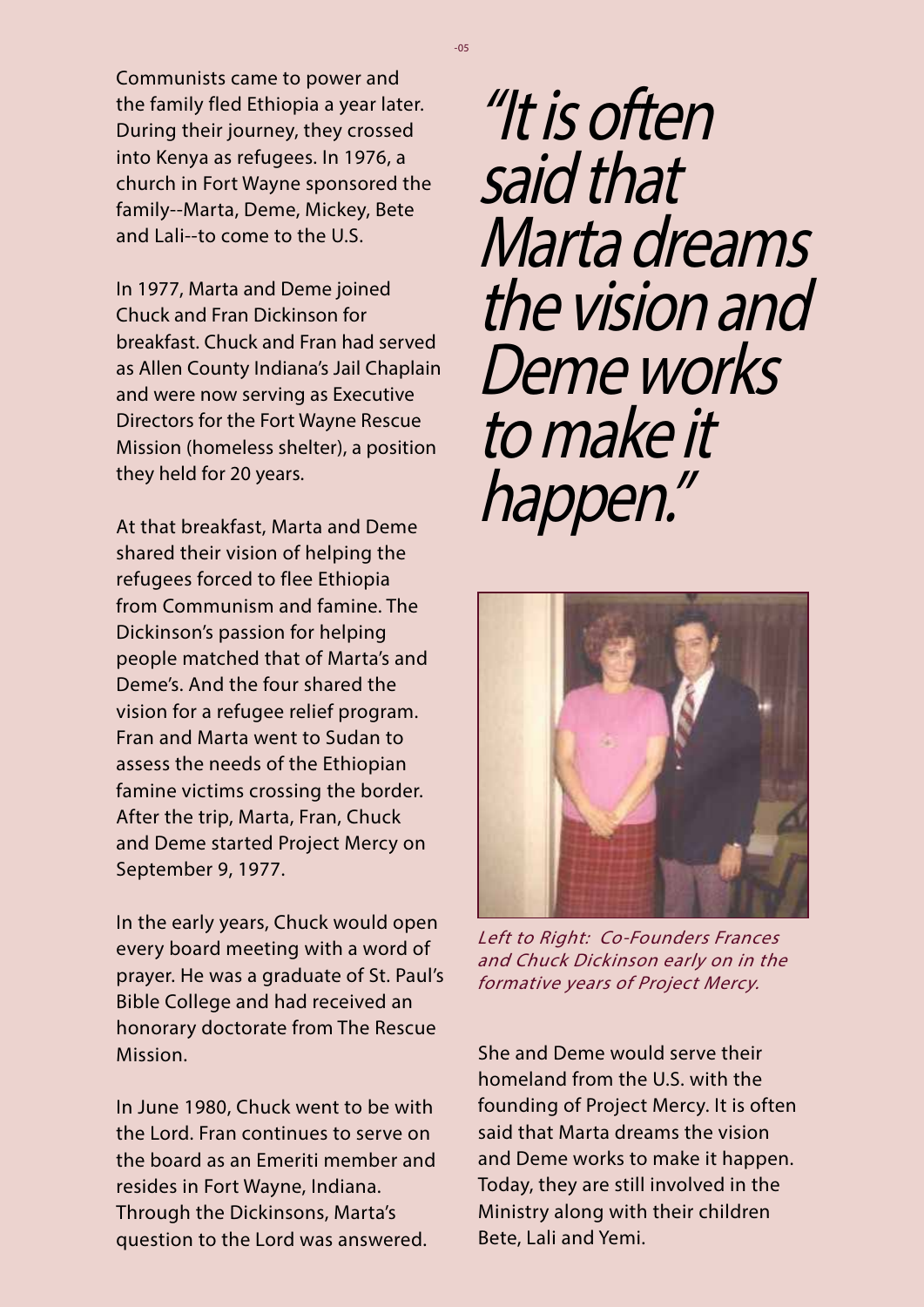Communists came to power and the family fled Ethiopia a year later. During their journey, they crossed into Kenya as refugees. In 1976, a church in Fort Wayne sponsored the family--Marta, Deme, Mickey, Bete and Lali--to come to the U.S.

In 1977, Marta and Deme joined Chuck and Fran Dickinson for breakfast. Chuck and Fran had served as Allen County Indiana's Jail Chaplain and were now serving as Executive Directors for the Fort Wayne Rescue Mission (homeless shelter), a position they held for 20 years.

At that breakfast, Marta and Deme shared their vision of helping the refugees forced to flee Ethiopia from Communism and famine. The Dickinson's passion for helping people matched that of Marta's and Deme's. And the four shared the vision for a refugee relief program. Fran and Marta went to Sudan to assess the needs of the Ethiopian famine victims crossing the border. After the trip, Marta, Fran, Chuck and Deme started Project Mercy on September 9, 1977.

In the early years, Chuck would open every board meeting with a word of prayer. He was a graduate of St. Paul's Bible College and had received an honorary doctorate from The Rescue Mission.

In June 1980, Chuck went to be with the Lord. Fran continues to serve on the board as an Emeriti member and resides in Fort Wayne, Indiana. Through the Dickinsons, Marta's question to the Lord was answered.

*"It is often said that Marta dreams the vision and Deme works to make it happen."*

*Left to Right: Co-Founders Frances and Chuck Dickinson early on in the formative years of Project Mercy.*

She and Deme would serve their homeland from the U.S. with the founding of Project Mercy. It is often said that Marta dreams the vision and Deme works to make it happen. Today, they are still involved in the Ministry along with their children Bete, Lali and Yemi.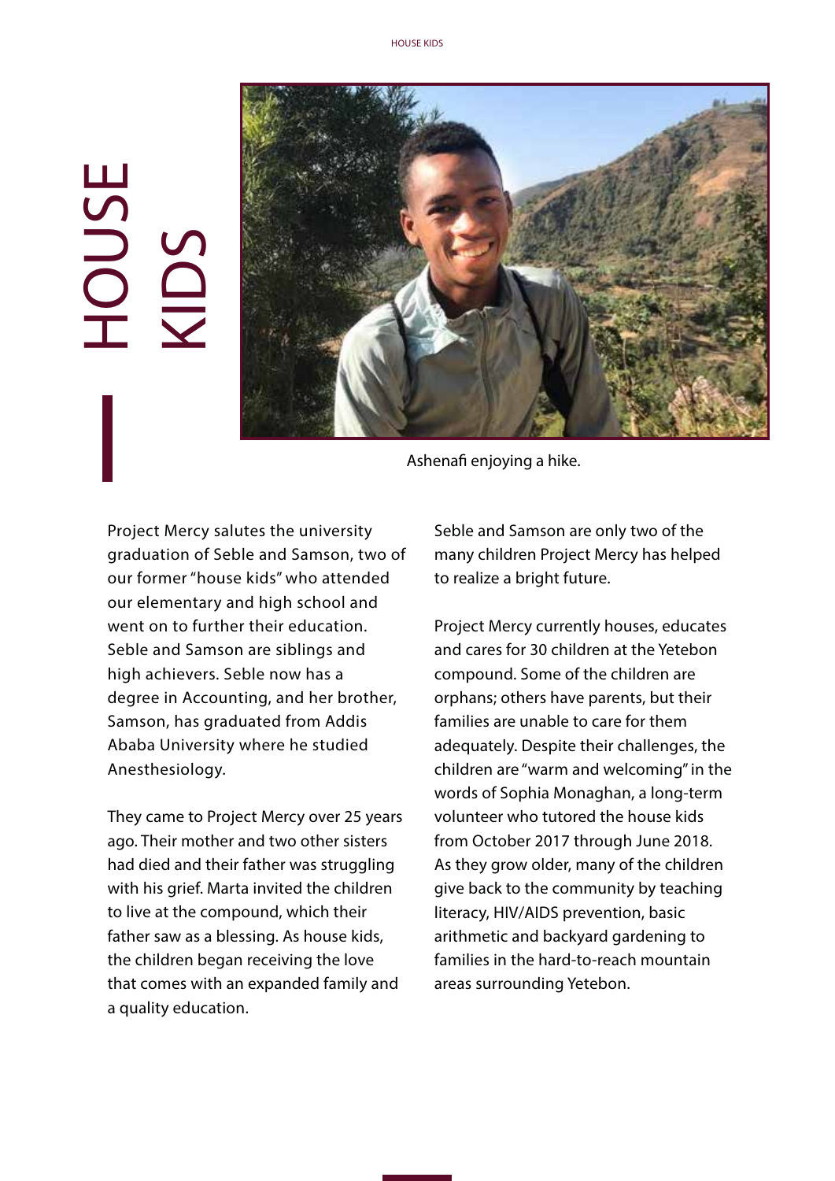# HOUSE KIDS

Ashenafi enjoying a hike.

Project Mercy salutes the university graduation of Seble and Samson, two of our former "house kids" who attended our elementary and high school and went on to further their education. Seble and Samson are siblings and high achievers. Seble now has a degree in Accounting, and her brother, Samson, has graduated from Addis Ababa University where he studied Anesthesiology.

They came to Project Mercy over 25 years ago. Their mother and two other sisters had died and their father was struggling with his grief. Marta invited the children to live at the compound, which their father saw as a blessing. As house kids, the children began receiving the love that comes with an expanded family and a quality education.

Seble and Samson are only two of the many children Project Mercy has helped to realize a bright future.

Project Mercy currently houses, educates and cares for 30 children at the Yetebon compound. Some of the children are orphans; others have parents, but their families are unable to care for them adequately. Despite their challenges, the children are "warm and welcoming" in the words of Sophia Monaghan, a long-term volunteer who tutored the house kids from October 2017 through June 2018. As they grow older, many of the children give back to the community by teaching literacy, HIV/AIDS prevention, basic arithmetic and backyard gardening to families in the hard-to-reach mountain areas surrounding Yetebon.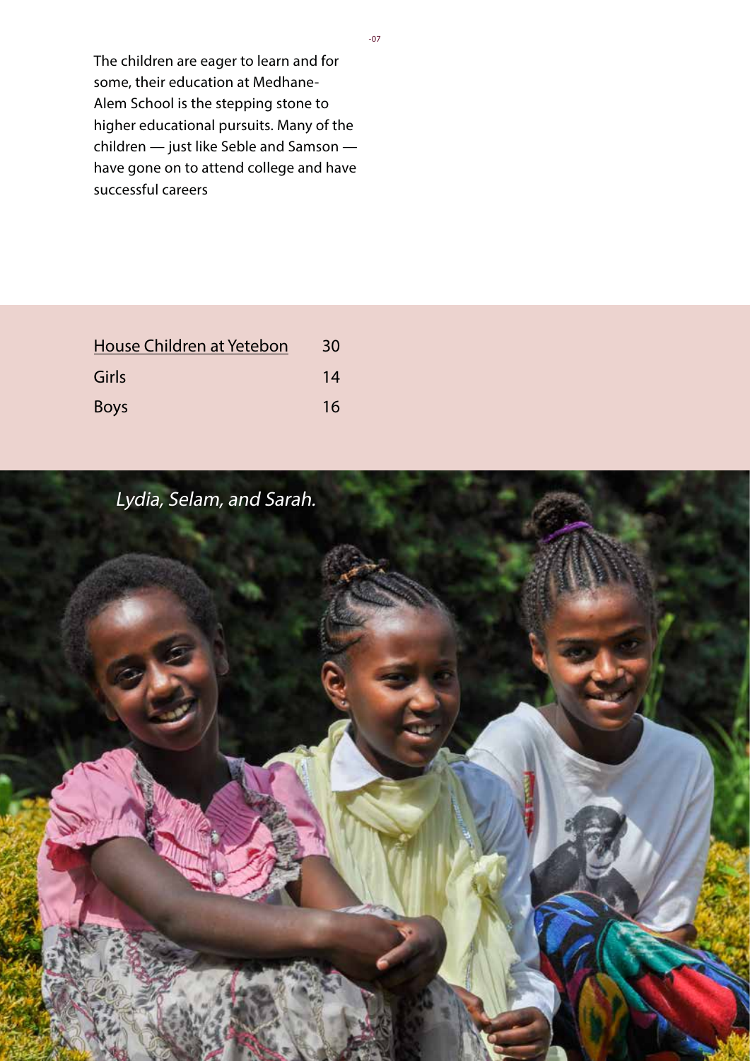The children are eager to learn and for some, their education at Medhane-Alem School is the stepping stone to higher educational pursuits. Many of the children — just like Seble and Samson — have gone on to attend college and have successful careers

| House Children at Yetebon | 30 |
|---|---|
| Girls | 14 |
| Boys | 16 |

*Lydia, Selam, and Sarah.*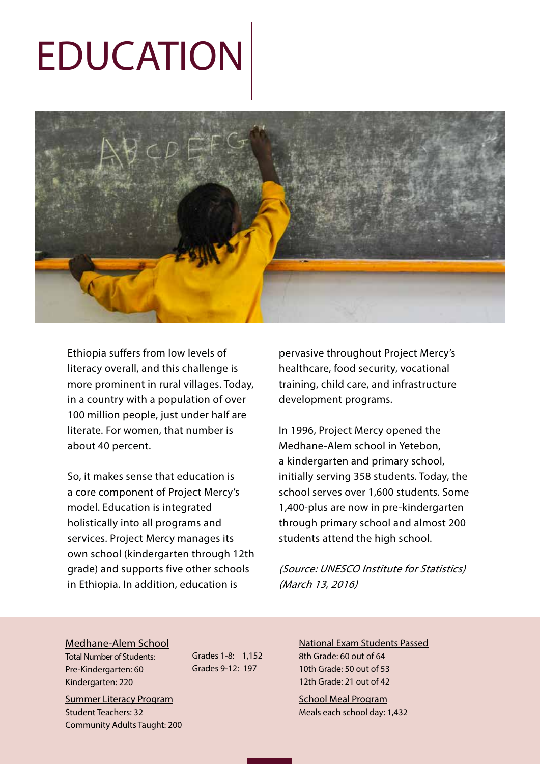# EDUCATION

Ethiopia suffers from low levels of literacy overall, and this challenge is more prominent in rural villages. Today, in a country with a population of over 100 million people, just under half are literate. For women, that number is about 40 percent.

So, it makes sense that education is a core component of Project Mercy's model. Education is integrated holistically into all programs and services. Project Mercy manages its own school (kindergarten through 12th grade) and supports five other schools in Ethiopia. In addition, education is pervasive throughout Project Mercy's healthcare, food security, vocational training, child care, and infrastructure development programs.

In 1996, Project Mercy opened the Medhane-Alem school in Yetebon, a kindergarten and primary school, initially serving 358 students. Today, the school serves over 1,600 students. Some 1,400-plus are now in pre-kindergarten through primary school and almost 200 students attend the high school.

*(Source: UNESCO Institute for Statistics) (March 13, 2016)*

**Medhane-Alem School**

Total Number of Students:
Pre-Kindergarten: 60
Kindergarten: 220
Grades 1-8: 1,152
Grades 9-12: 197

**Summer Literacy Program**

Student Teachers: 32
Community Adults Taught: 200

**National Exam Students Passed**

8th Grade: 60 out of 64
10th Grade: 50 out of 53
12th Grade: 21 out of 42

**School Meal Program**

Meals each school day: 1,432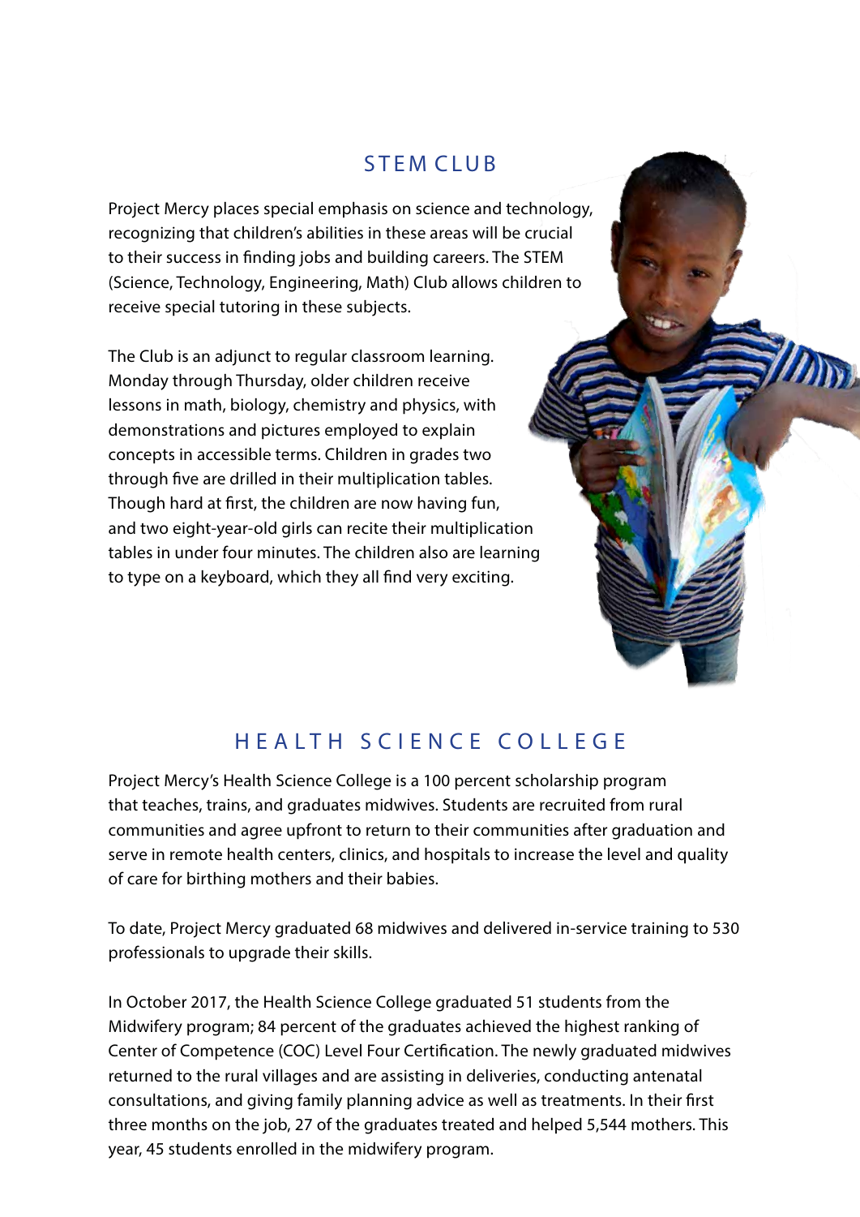## STEM CLUB

Project Mercy places special emphasis on science and technology, recognizing that children's abilities in these areas will be crucial to their success in finding jobs and building careers. The STEM (Science, Technology, Engineering, Math) Club allows children to receive special tutoring in these subjects.

The Club is an adjunct to regular classroom learning. Monday through Thursday, older children receive lessons in math, biology, chemistry and physics, with demonstrations and pictures employed to explain concepts in accessible terms. Children in grades two through five are drilled in their multiplication tables. Though hard at first, the children are now having fun, and two eight-year-old girls can recite their multiplication tables in under four minutes. The children also are learning to type on a keyboard, which they all find very exciting.

## HEALTH SCIENCE COLLEGE

Project Mercy's Health Science College is a 100 percent scholarship program that teaches, trains, and graduates midwives. Students are recruited from rural communities and agree upfront to return to their communities after graduation and serve in remote health centers, clinics, and hospitals to increase the level and quality of care for birthing mothers and their babies.

To date, Project Mercy graduated 68 midwives and delivered in-service training to 530 professionals to upgrade their skills.

In October 2017, the Health Science College graduated 51 students from the Midwifery program; 84 percent of the graduates achieved the highest ranking of Center of Competence (COC) Level Four Certification. The newly graduated midwives returned to the rural villages and are assisting in deliveries, conducting antenatal consultations, and giving family planning advice as well as treatments. In their first three months on the job, 27 of the graduates treated and helped 5,544 mothers. This year, 45 students enrolled in the midwifery program.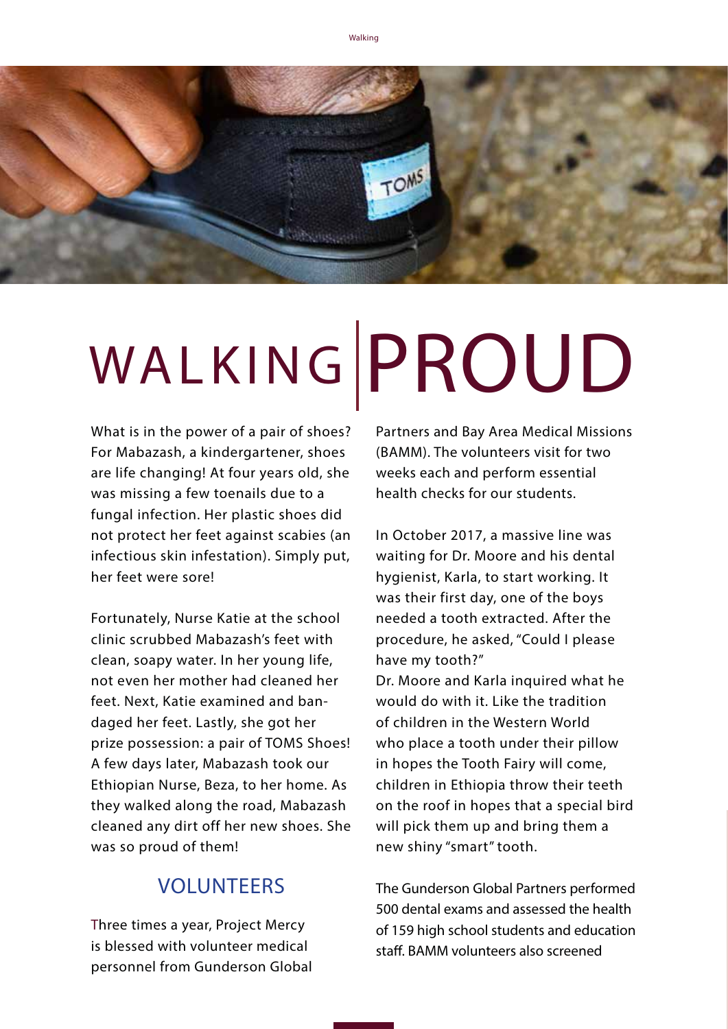# WALKING PROUD

What is in the power of a pair of shoes? For Mabazash, a kindergartener, shoes are life changing! At four years old, she was missing a few toenails due to a fungal infection. Her plastic shoes did not protect her feet against scabies (an infectious skin infestation). Simply put, her feet were sore!

Fortunately, Nurse Katie at the school clinic scrubbed Mabazash's feet with clean, soapy water. In her young life, not even her mother had cleaned her feet. Next, Katie examined and bandaged her feet. Lastly, she got her prize possession: a pair of TOMS Shoes! A few days later, Mabazash took our Ethiopian Nurse, Beza, to her home. As they walked along the road, Mabazash cleaned any dirt off her new shoes. She was so proud of them!

## VOLUNTEERS

Three times a year, Project Mercy is blessed with volunteer medical personnel from Gunderson Global Partners and Bay Area Medical Missions (BAMM). The volunteers visit for two weeks each and perform essential health checks for our students.

In October 2017, a massive line was waiting for Dr. Moore and his dental hygienist, Karla, to start working. It was their first day, one of the boys needed a tooth extracted. After the procedure, he asked, "Could I please have my tooth?"
Dr. Moore and Karla inquired what he would do with it. Like the tradition of children in the Western World who place a tooth under their pillow in hopes the Tooth Fairy will come, children in Ethiopia throw their teeth on the roof in hopes that a special bird will pick them up and bring them a new shiny "smart" tooth.

The Gunderson Global Partners performed 500 dental exams and assessed the health of 159 high school students and education staff. BAMM volunteers also screened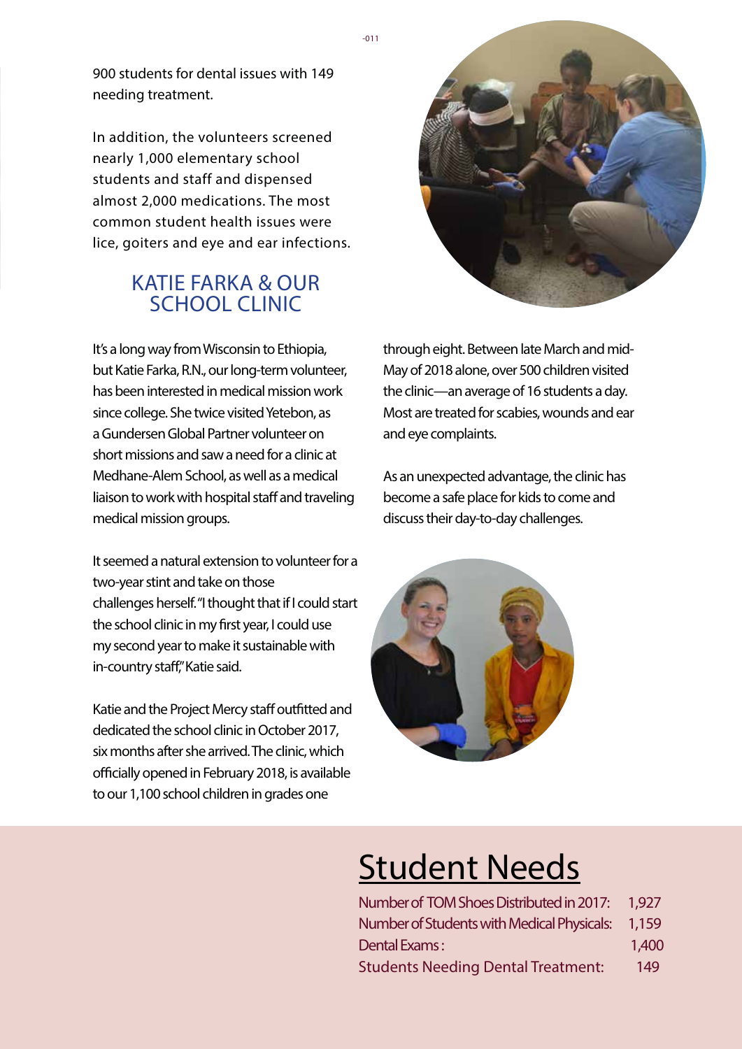900 students for dental issues with 149 needing treatment.

In addition, the volunteers screened nearly 1,000 elementary school students and staff and dispensed almost 2,000 medications. The most common student health issues were lice, goiters and eye and ear infections.

## KATIE FARKA & OUR SCHOOL CLINIC

It's a long way from Wisconsin to Ethiopia, but Katie Farka, R.N., our long-term volunteer, has been interested in medical mission work since college. She twice visited Yetebon, as a Gundersen Global Partner volunteer on short missions and saw a need for a clinic at Medhane-Alem School, as well as a medical liaison to work with hospital staff and traveling medical mission groups.

It seemed a natural extension to volunteer for a two-year stint and take on those challenges herself. "I thought that if I could start the school clinic in my first year, I could use my second year to make it sustainable with in-country staff," Katie said.

Katie and the Project Mercy staff outfitted and dedicated the school clinic in October 2017, six months after she arrived. The clinic, which officially opened in February 2018, is available to our 1,100 school children in grades one through eight. Between late March and mid-May of 2018 alone, over 500 children visited the clinic—an average of 16 students a day. Most are treated for scabies, wounds and ear and eye complaints.

As an unexpected advantage, the clinic has become a safe place for kids to come and discuss their day-to-day challenges.

# Student Needs

| | |
|---|---|
| Number of TOM Shoes Distributed in 2017: | 1,927 |
| Number of Students with Medical Physicals: | 1,159 |
| Dental Exams: | 1,400 |
| Students Needing Dental Treatment: | 149 |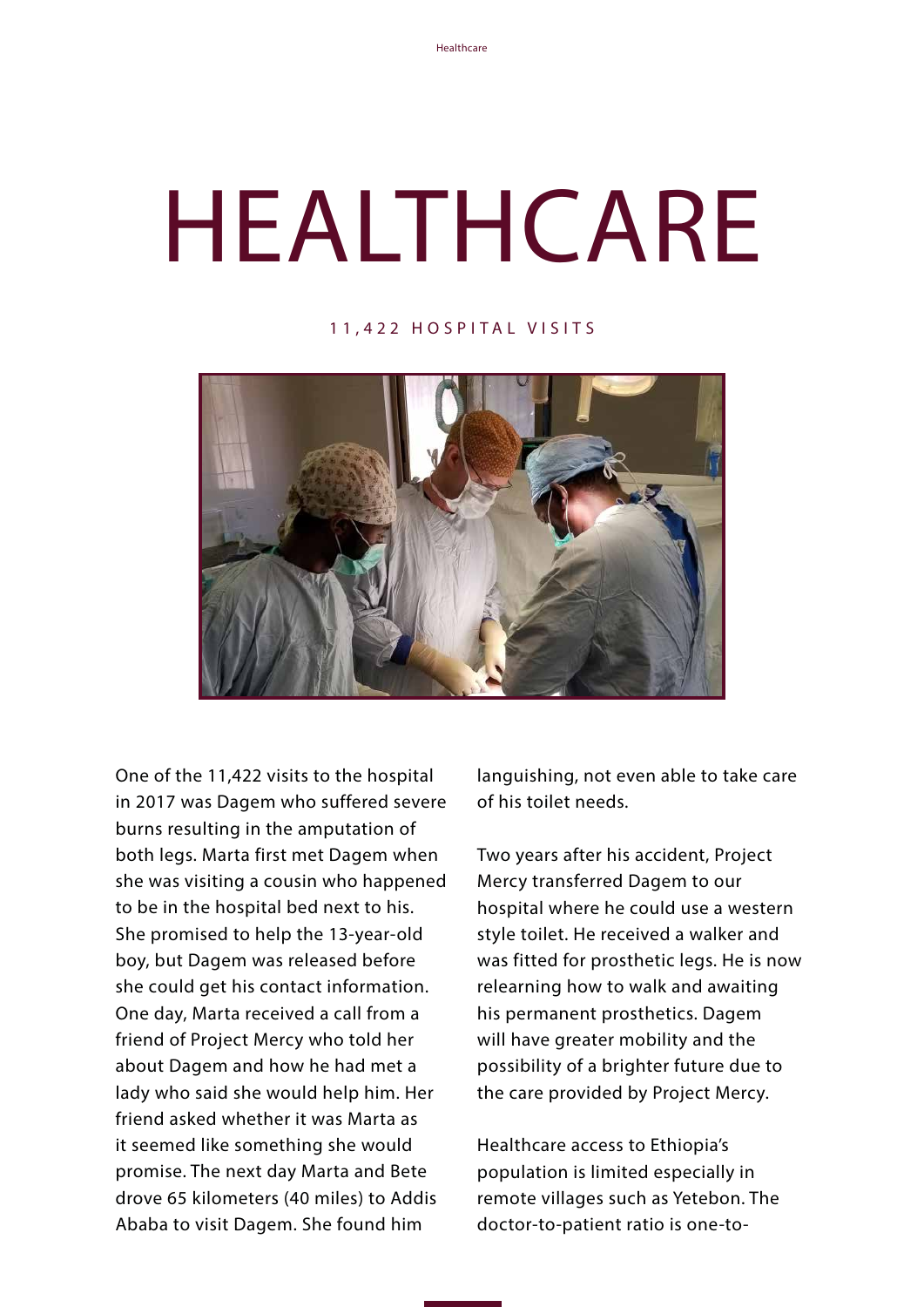# HEALTHCARE

11,422 HOSPITAL VISITS

One of the 11,422 visits to the hospital in 2017 was Dagem who suffered severe burns resulting in the amputation of both legs. Marta first met Dagem when she was visiting a cousin who happened to be in the hospital bed next to his. She promised to help the 13-year-old boy, but Dagem was released before she could get his contact information. One day, Marta received a call from a friend of Project Mercy who told her about Dagem and how he had met a lady who said she would help him. Her friend asked whether it was Marta as it seemed like something she would promise. The next day Marta and Bete drove 65 kilometers (40 miles) to Addis Ababa to visit Dagem. She found him languishing, not even able to take care of his toilet needs.

Two years after his accident, Project Mercy transferred Dagem to our hospital where he could use a western style toilet. He received a walker and was fitted for prosthetic legs. He is now relearning how to walk and awaiting his permanent prosthetics. Dagem will have greater mobility and the possibility of a brighter future due to the care provided by Project Mercy.

Healthcare access to Ethiopia's population is limited especially in remote villages such as Yetebon. The doctor-to-patient ratio is one-to-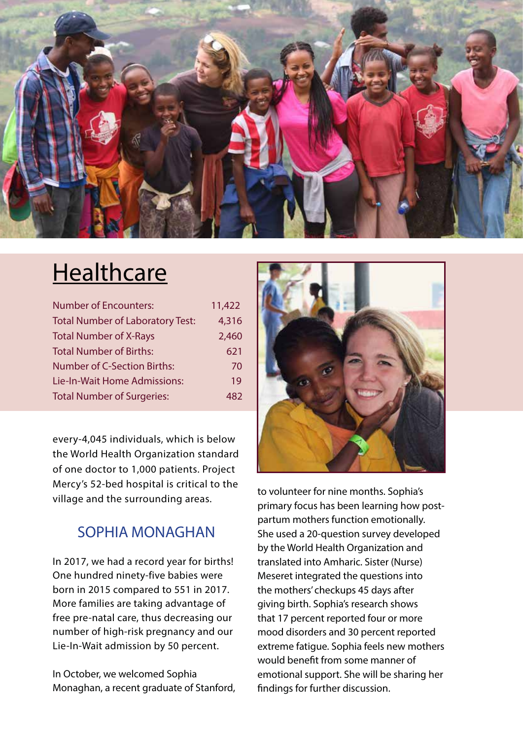# Healthcare

| | |
|---|---|
| Number of Encounters: | 11,422 |
| Total Number of Laboratory Test: | 4,316 |
| Total Number of X-Rays | 2,460 |
| Total Number of Births: | 621 |
| Number of C-Section Births: | 70 |
| Lie-In-Wait Home Admissions: | 19 |
| Total Number of Surgeries: | 482 |

every-4,045 individuals, which is below the World Health Organization standard of one doctor to 1,000 patients. Project Mercy's 52-bed hospital is critical to the village and the surrounding areas.

## SOPHIA MONAGHAN

In 2017, we had a record year for births! One hundred ninety-five babies were born in 2015 compared to 551 in 2017. More families are taking advantage of free pre-natal care, thus decreasing our number of high-risk pregnancy and our Lie-In-Wait admission by 50 percent.

In October, we welcomed Sophia Monaghan, a recent graduate of Stanford, to volunteer for nine months. Sophia's primary focus has been learning how post-partum mothers function emotionally. She used a 20-question survey developed by the World Health Organization and translated into Amharic. Sister (Nurse) Meseret integrated the questions into the mothers' checkups 45 days after giving birth. Sophia's research shows that 17 percent reported four or more mood disorders and 30 percent reported extreme fatigue. Sophia feels new mothers would benefit from some manner of emotional support. She will be sharing her findings for further discussion.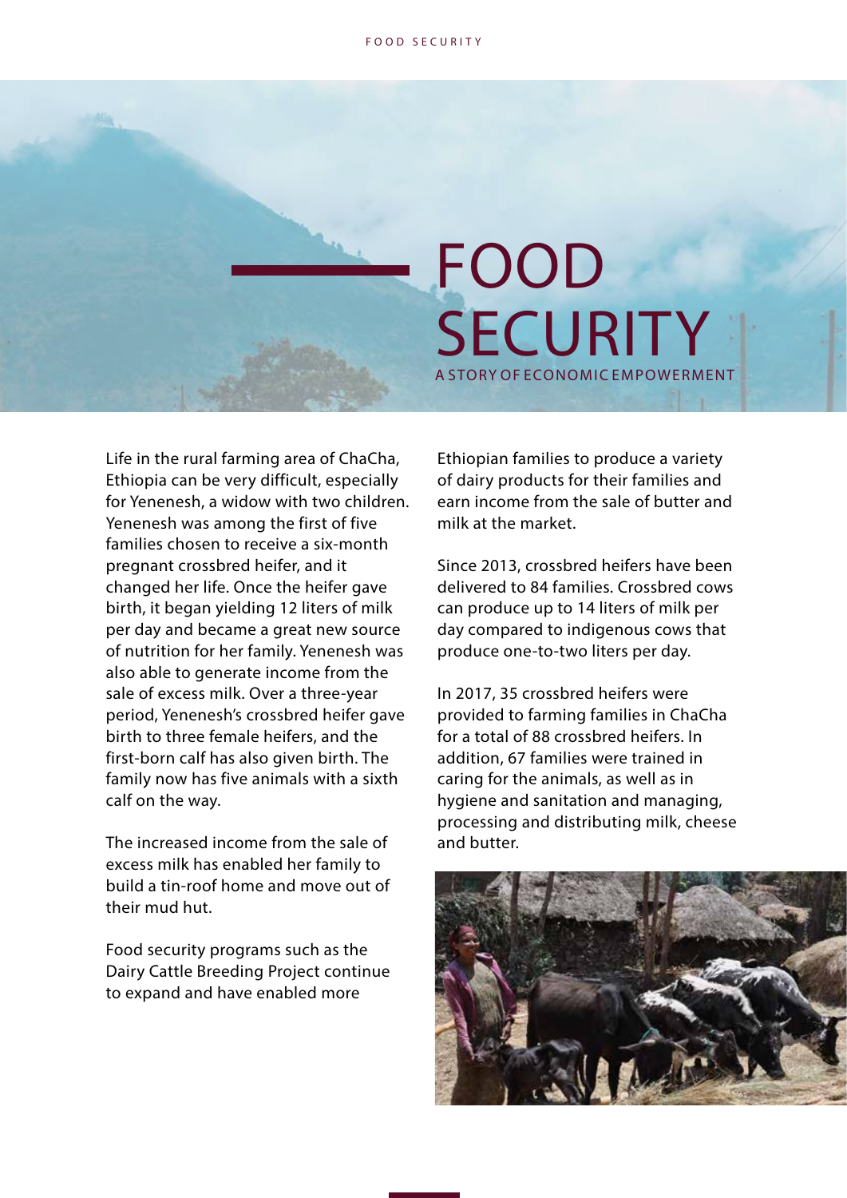# FOOD SECURITY

## A STORY OF ECONOMIC EMPOWERMENT

Life in the rural farming area of ChaCha, Ethiopia can be very difficult, especially for Yenenesh, a widow with two children. Yenenesh was among the first of five families chosen to receive a six-month pregnant crossbred heifer, and it changed her life. Once the heifer gave birth, it began yielding 12 liters of milk per day and became a great new source of nutrition for her family. Yenenesh was also able to generate income from the sale of excess milk. Over a three-year period, Yenenesh's crossbred heifer gave birth to three female heifers, and the first-born calf has also given birth. The family now has five animals with a sixth calf on the way.

The increased income from the sale of excess milk has enabled her family to build a tin-roof home and move out of their mud hut.

Food security programs such as the Dairy Cattle Breeding Project continue to expand and have enabled more Ethiopian families to produce a variety of dairy products for their families and earn income from the sale of butter and milk at the market.

Since 2013, crossbred heifers have been delivered to 84 families. Crossbred cows can produce up to 14 liters of milk per day compared to indigenous cows that produce one-to-two liters per day.

In 2017, 35 crossbred heifers were provided to farming families in ChaCha for a total of 88 crossbred heifers. In addition, 67 families were trained in caring for the animals, as well as in hygiene and sanitation and managing, processing and distributing milk, cheese and butter.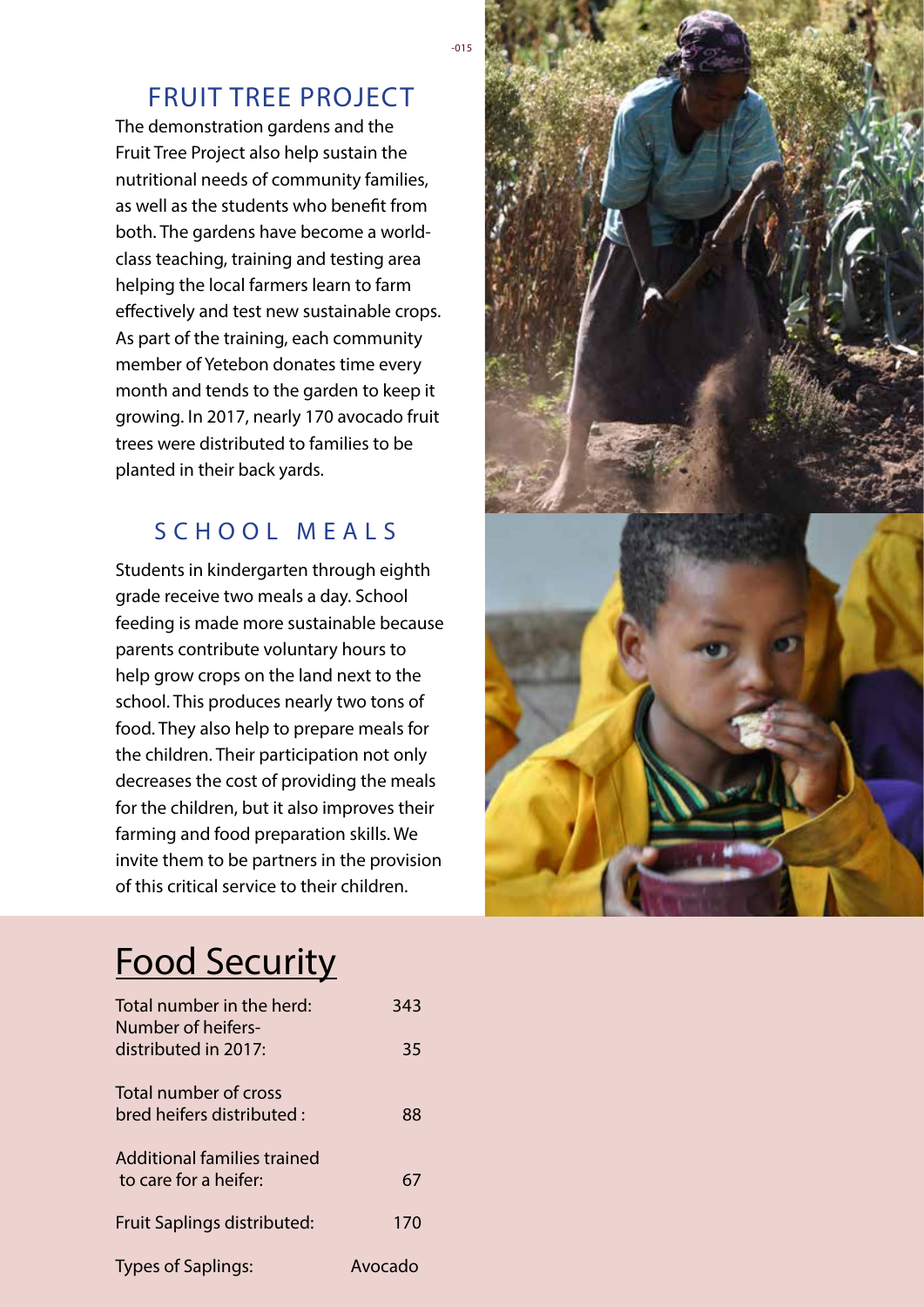## FRUIT TREE PROJECT

The demonstration gardens and the Fruit Tree Project also help sustain the nutritional needs of community families, as well as the students who benefit from both. The gardens have become a world-class teaching, training and testing area helping the local farmers learn to farm effectively and test new sustainable crops. As part of the training, each community member of Yetebon donates time every month and tends to the garden to keep it growing. In 2017, nearly 170 avocado fruit trees were distributed to families to be planted in their back yards.

## SCHOOL MEALS

Students in kindergarten through eighth grade receive two meals a day. School feeding is made more sustainable because parents contribute voluntary hours to help grow crops on the land next to the school. This produces nearly two tons of food. They also help to prepare meals for the children. Their participation not only decreases the cost of providing the meals for the children, but it also improves their farming and food preparation skills. We invite them to be partners in the provision of this critical service to their children.

# Food Security

| | |
|---|---|
| Total number in the herd: | 343 |
| Number of heifers-distributed in 2017: | 35 |
| Total number of cross bred heifers distributed : | 88 |
| Additional families trained to care for a heifer: | 67 |
| Fruit Saplings distributed: | 170 |
| Types of Saplings: | Avocado |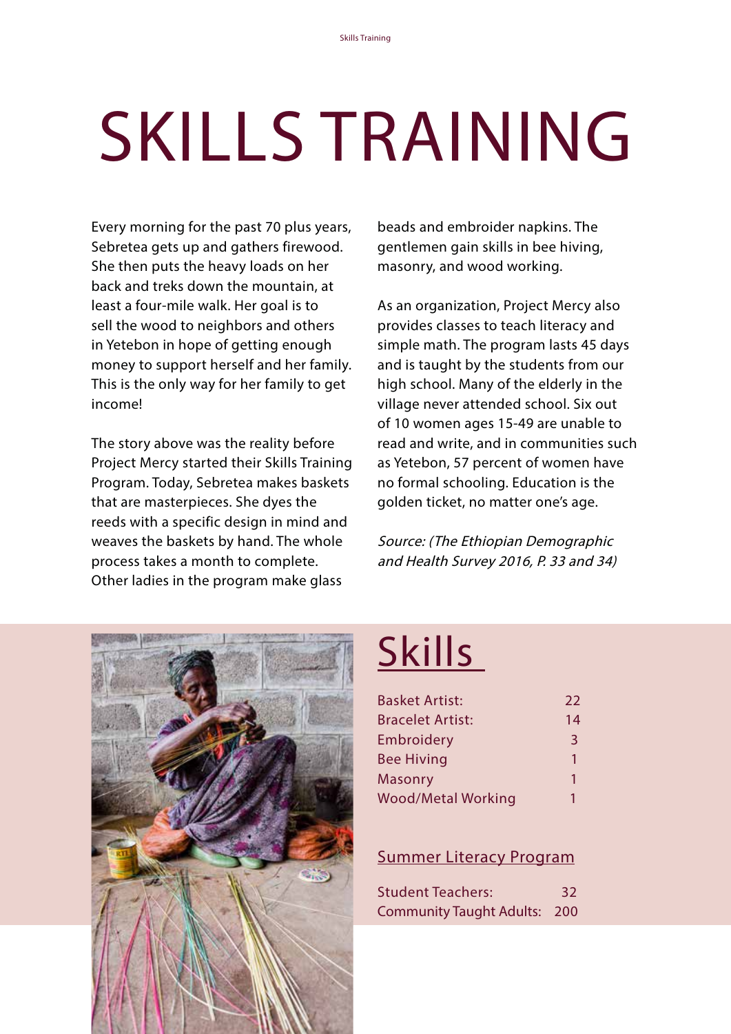# SKILLS TRAINING

Every morning for the past 70 plus years, Sebretea gets up and gathers firewood. She then puts the heavy loads on her back and treks down the mountain, at least a four-mile walk. Her goal is to sell the wood to neighbors and others in Yetebon in hope of getting enough money to support herself and her family. This is the only way for her family to get income!

The story above was the reality before Project Mercy started their Skills Training Program. Today, Sebretea makes baskets that are masterpieces. She dyes the reeds with a specific design in mind and weaves the baskets by hand. The whole process takes a month to complete. Other ladies in the program make glass beads and embroider napkins. The gentlemen gain skills in bee hiving, masonry, and wood working.

As an organization, Project Mercy also provides classes to teach literacy and simple math. The program lasts 45 days and is taught by the students from our high school. Many of the elderly in the village never attended school. Six out of 10 women ages 15-49 are unable to read and write, and in communities such as Yetebon, 57 percent of women have no formal schooling. Education is the golden ticket, no matter one's age.

*Source: (The Ethiopian Demographic and Health Survey 2016, P. 33 and 34)*

## Skills

| Skill | Number |
|---|---|
| Basket Artist: | 22 |
| Bracelet Artist: | 14 |
| Embroidery | 3 |
| Bee Hiving | 1 |
| Masonry | 1 |
| Wood/Metal Working | 1 |

### Summer Literacy Program

| Role | Number |
|---|---|
| Student Teachers: | 32 |
| Community Taught Adults: | 200 |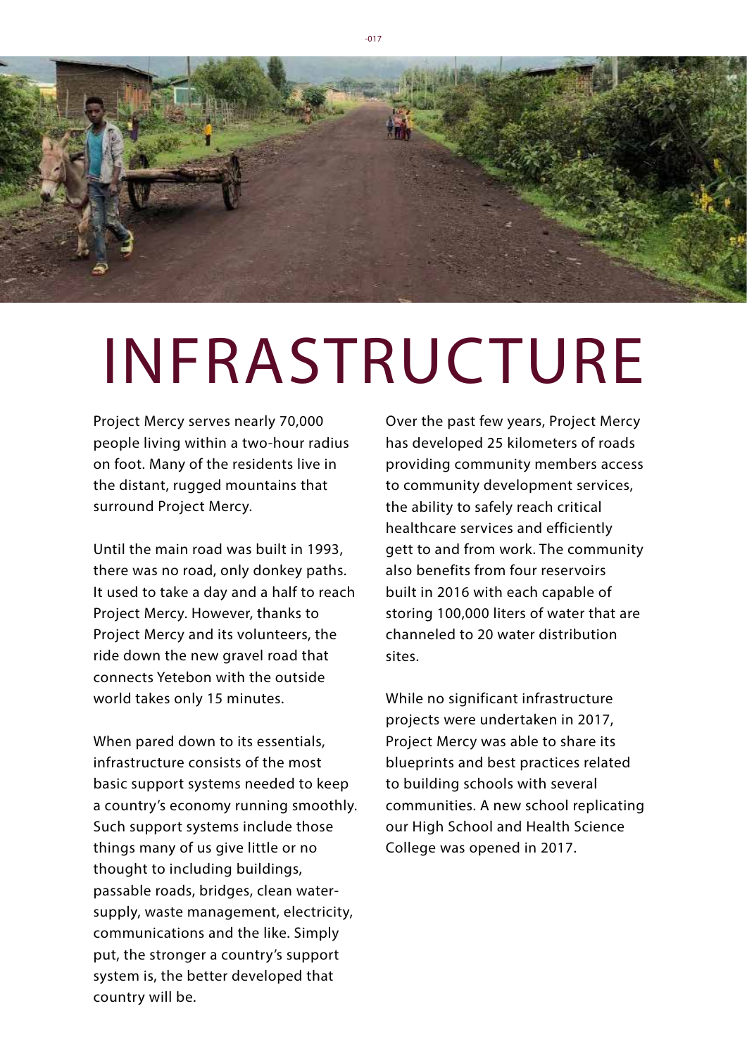# INFRASTRUCTURE

Project Mercy serves nearly 70,000 people living within a two-hour radius on foot. Many of the residents live in the distant, rugged mountains that surround Project Mercy.

Until the main road was built in 1993, there was no road, only donkey paths. It used to take a day and a half to reach Project Mercy. However, thanks to Project Mercy and its volunteers, the ride down the new gravel road that connects Yetebon with the outside world takes only 15 minutes.

When pared down to its essentials, infrastructure consists of the most basic support systems needed to keep a country's economy running smoothly. Such support systems include those things many of us give little or no thought to including buildings, passable roads, bridges, clean water-supply, waste management, electricity, communications and the like. Simply put, the stronger a country's support system is, the better developed that country will be.

Over the past few years, Project Mercy has developed 25 kilometers of roads providing community members access to community development services, the ability to safely reach critical healthcare services and efficiently gett to and from work. The community also benefits from four reservoirs built in 2016 with each capable of storing 100,000 liters of water that are channeled to 20 water distribution sites.

While no significant infrastructure projects were undertaken in 2017, Project Mercy was able to share its blueprints and best practices related to building schools with several communities. A new school replicating our High School and Health Science College was opened in 2017.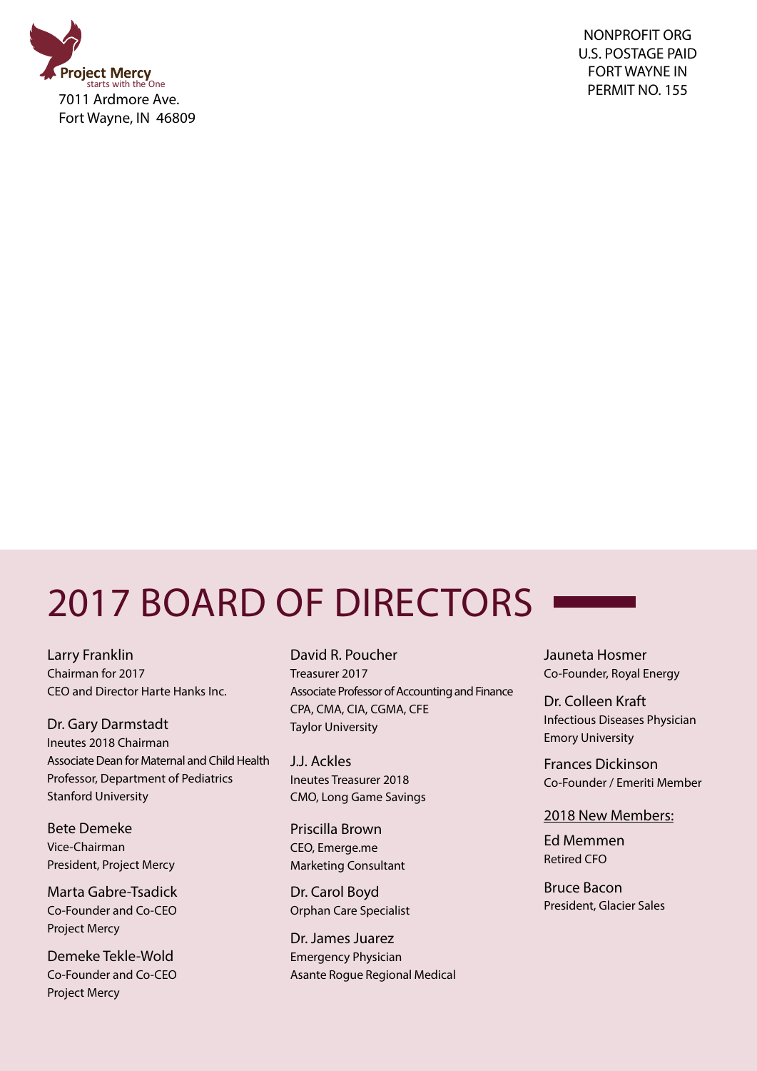Project Mercy
starts with the One
7011 Ardmore Ave.
Fort Wayne, IN 46809

NONPROFIT ORG
U.S. POSTAGE PAID
FORT WAYNE IN
PERMIT NO. 155

# 2017 BOARD OF DIRECTORS

Larry Franklin
Chairman for 2017
CEO and Director Harte Hanks Inc.

Dr. Gary Darmstadt
Ineutes 2018 Chairman
Associate Dean for Maternal and Child Health
Professor, Department of Pediatrics
Stanford University

Bete Demeke
Vice-Chairman
President, Project Mercy

Marta Gabre-Tsadick
Co-Founder and Co-CEO
Project Mercy

Demeke Tekle-Wold
Co-Founder and Co-CEO
Project Mercy

David R. Poucher
Treasurer 2017
Associate Professor of Accounting and Finance
CPA, CMA, CIA, CGMA, CFE
Taylor University

J.J. Ackles
Ineutes Treasurer 2018
CMO, Long Game Savings

Priscilla Brown
CEO, Emerge.me
Marketing Consultant

Dr. Carol Boyd
Orphan Care Specialist

Dr. James Juarez
Emergency Physician
Asante Rogue Regional Medical

Jauneta Hosmer
Co-Founder, Royal Energy

Dr. Colleen Kraft
Infectious Diseases Physician
Emory University

Frances Dickinson
Co-Founder / Emeriti Member

2018 New Members:

Ed Memmen
Retired CFO

Bruce Bacon
President, Glacier Sales